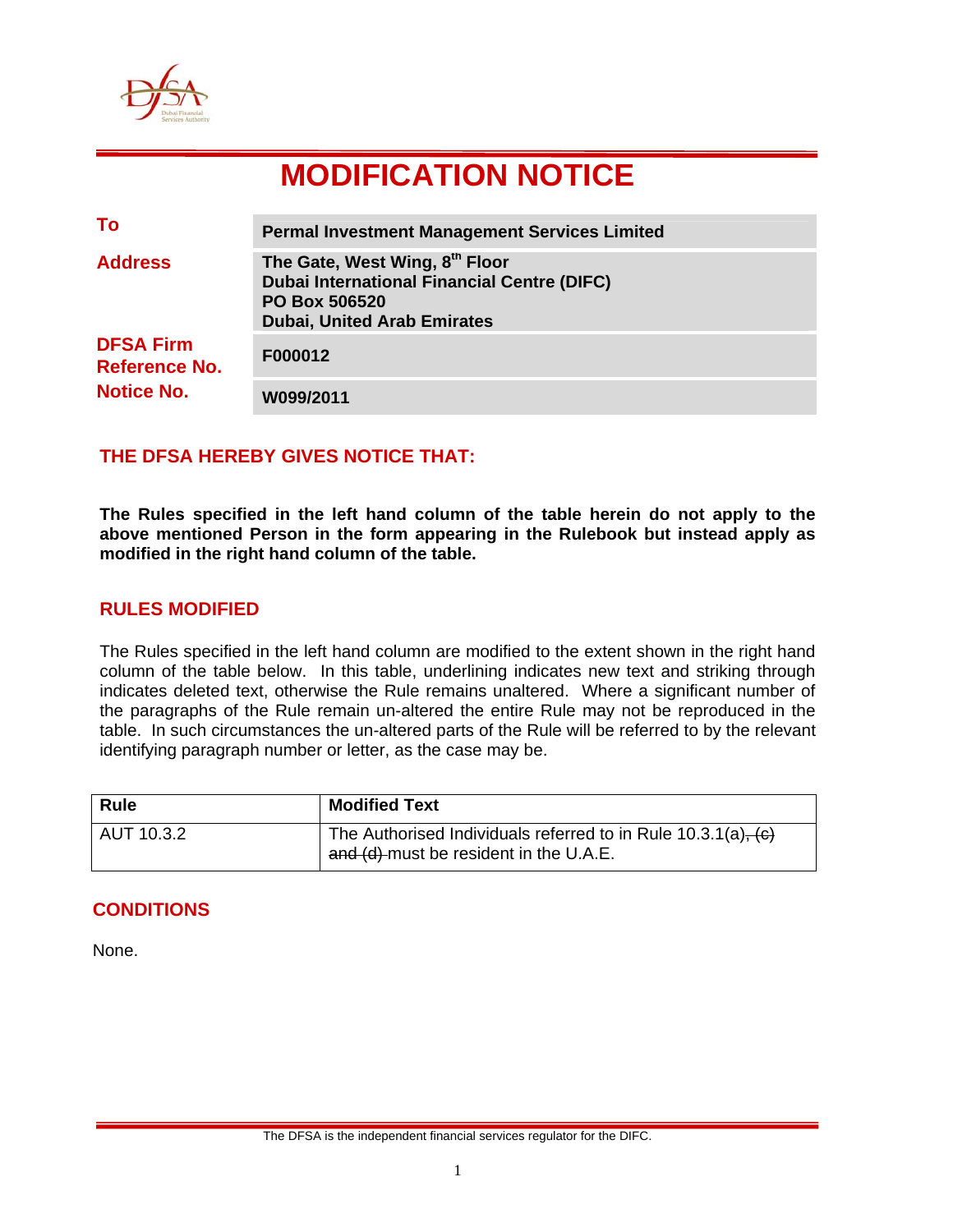# MODIFICATION NOTICE

| | |
|---|---|
| **To** | **Permal Investment Management Services Limited** |
| **Address** | **The Gate, West Wing, 8th Floor**<br>**Dubai International Financial Centre (DIFC)**<br>**PO Box 506520**<br>**Dubai, United Arab Emirates** |
| **DFSA Firm Reference No.** | **F000012** |
| **Notice No.** | **W099/2011** |

## THE DFSA HEREBY GIVES NOTICE THAT:

**The Rules specified in the left hand column of the table herein do not apply to the above mentioned Person in the form appearing in the Rulebook but instead apply as modified in the right hand column of the table.**

## RULES MODIFIED

The Rules specified in the left hand column are modified to the extent shown in the right hand column of the table below. In this table, underlining indicates new text and striking through indicates deleted text, otherwise the Rule remains unaltered. Where a significant number of the paragraphs of the Rule remain un-altered the entire Rule may not be reproduced in the table. In such circumstances the un-altered parts of the Rule will be referred to by the relevant identifying paragraph number or letter, as the case may be.

| Rule | Modified Text |
|---|---|
| AUT 10.3.2 | The Authorised Individuals referred to in Rule 10.3.1(a)~~, (c) and (d)~~ must be resident in the U.A.E. |

## CONDITIONS

None.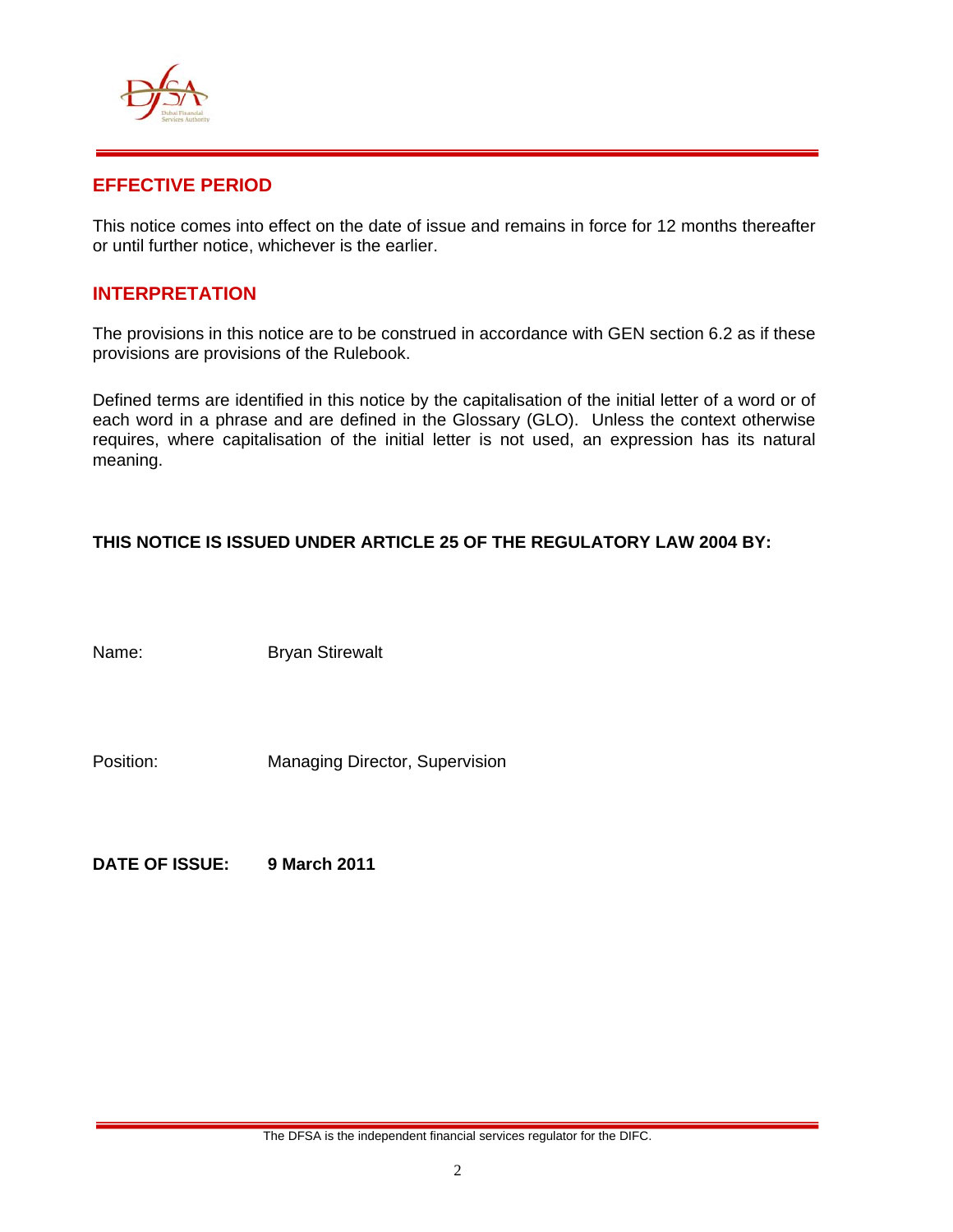## EFFECTIVE PERIOD

This notice comes into effect on the date of issue and remains in force for 12 months thereafter or until further notice, whichever is the earlier.

## INTERPRETATION

The provisions in this notice are to be construed in accordance with GEN section 6.2 as if these provisions are provisions of the Rulebook.

Defined terms are identified in this notice by the capitalisation of the initial letter of a word or of each word in a phrase and are defined in the Glossary (GLO). Unless the context otherwise requires, where capitalisation of the initial letter is not used, an expression has its natural meaning.

**THIS NOTICE IS ISSUED UNDER ARTICLE 25 OF THE REGULATORY LAW 2004 BY:**

Name: Bryan Stirewalt

Position: Managing Director, Supervision

**DATE OF ISSUE: 9 March 2011**

The DFSA is the independent financial services regulator for the DIFC.